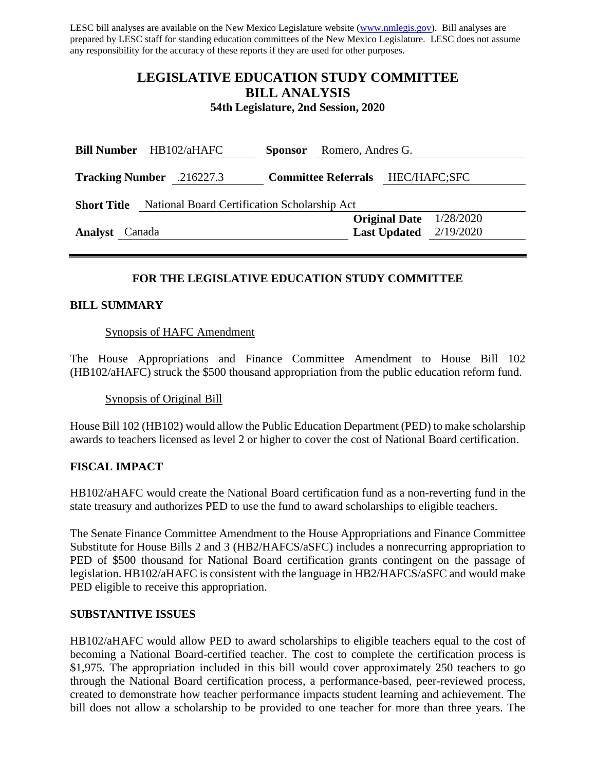LESC bill analyses are available on the New Mexico Legislature website (www.nmlegis.gov). Bill analyses are prepared by LESC staff for standing education committees of the New Mexico Legislature. LESC does not assume any responsibility for the accuracy of these reports if they are used for other purposes.

# LEGISLATIVE EDUCATION STUDY COMMITTEE
# BILL ANALYSIS
### 54th Legislature, 2nd Session, 2020

**Bill Number** HB102/aHAFC **Sponsor** Romero, Andres G.

**Tracking Number** .216227.3 **Committee Referrals** HEC/HAFC;SFC

**Short Title** National Board Certification Scholarship Act

**Analyst** Canada **Original Date** 1/28/2020 **Last Updated** 2/19/2020

---

### FOR THE LEGISLATIVE EDUCATION STUDY COMMITTEE

## BILL SUMMARY

Synopsis of HAFC Amendment

The House Appropriations and Finance Committee Amendment to House Bill 102 (HB102/aHAFC) struck the $500 thousand appropriation from the public education reform fund.

Synopsis of Original Bill

House Bill 102 (HB102) would allow the Public Education Department (PED) to make scholarship awards to teachers licensed as level 2 or higher to cover the cost of National Board certification.

## FISCAL IMPACT

HB102/aHAFC would create the National Board certification fund as a non-reverting fund in the state treasury and authorizes PED to use the fund to award scholarships to eligible teachers.

The Senate Finance Committee Amendment to the House Appropriations and Finance Committee Substitute for House Bills 2 and 3 (HB2/HAFCS/aSFC) includes a nonrecurring appropriation to PED of $500 thousand for National Board certification grants contingent on the passage of legislation. HB102/aHAFC is consistent with the language in HB2/HAFCS/aSFC and would make PED eligible to receive this appropriation.

## SUBSTANTIVE ISSUES

HB102/aHAFC would allow PED to award scholarships to eligible teachers equal to the cost of becoming a National Board-certified teacher. The cost to complete the certification process is $1,975. The appropriation included in this bill would cover approximately 250 teachers to go through the National Board certification process, a performance-based, peer-reviewed process, created to demonstrate how teacher performance impacts student learning and achievement. The bill does not allow a scholarship to be provided to one teacher for more than three years. The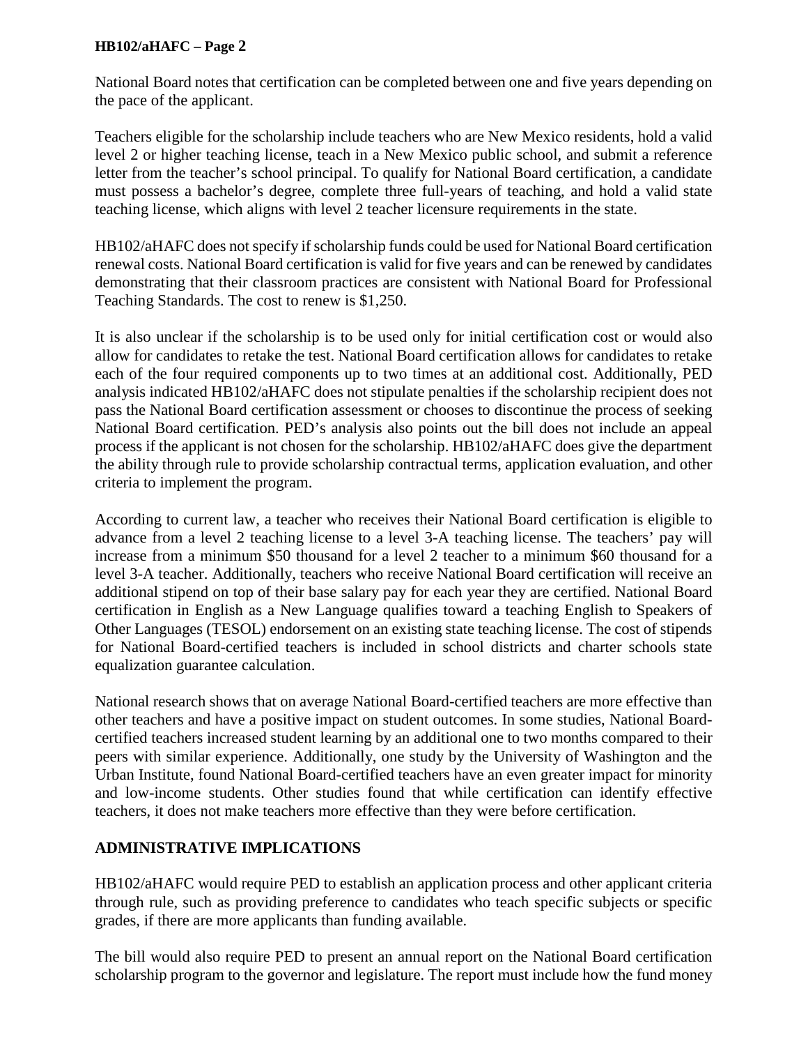National Board notes that certification can be completed between one and five years depending on the pace of the applicant.

Teachers eligible for the scholarship include teachers who are New Mexico residents, hold a valid level 2 or higher teaching license, teach in a New Mexico public school, and submit a reference letter from the teacher's school principal. To qualify for National Board certification, a candidate must possess a bachelor's degree, complete three full-years of teaching, and hold a valid state teaching license, which aligns with level 2 teacher licensure requirements in the state.

HB102/aHAFC does not specify if scholarship funds could be used for National Board certification renewal costs. National Board certification is valid for five years and can be renewed by candidates demonstrating that their classroom practices are consistent with National Board for Professional Teaching Standards. The cost to renew is $1,250.

It is also unclear if the scholarship is to be used only for initial certification cost or would also allow for candidates to retake the test. National Board certification allows for candidates to retake each of the four required components up to two times at an additional cost. Additionally, PED analysis indicated HB102/aHAFC does not stipulate penalties if the scholarship recipient does not pass the National Board certification assessment or chooses to discontinue the process of seeking National Board certification. PED's analysis also points out the bill does not include an appeal process if the applicant is not chosen for the scholarship. HB102/aHAFC does give the department the ability through rule to provide scholarship contractual terms, application evaluation, and other criteria to implement the program.

According to current law, a teacher who receives their National Board certification is eligible to advance from a level 2 teaching license to a level 3-A teaching license. The teachers' pay will increase from a minimum $50 thousand for a level 2 teacher to a minimum $60 thousand for a level 3-A teacher. Additionally, teachers who receive National Board certification will receive an additional stipend on top of their base salary pay for each year they are certified. National Board certification in English as a New Language qualifies toward a teaching English to Speakers of Other Languages (TESOL) endorsement on an existing state teaching license. The cost of stipends for National Board-certified teachers is included in school districts and charter schools state equalization guarantee calculation.

National research shows that on average National Board-certified teachers are more effective than other teachers and have a positive impact on student outcomes. In some studies, National Board-certified teachers increased student learning by an additional one to two months compared to their peers with similar experience. Additionally, one study by the University of Washington and the Urban Institute, found National Board-certified teachers have an even greater impact for minority and low-income students. Other studies found that while certification can identify effective teachers, it does not make teachers more effective than they were before certification.

## ADMINISTRATIVE IMPLICATIONS

HB102/aHAFC would require PED to establish an application process and other applicant criteria through rule, such as providing preference to candidates who teach specific subjects or specific grades, if there are more applicants than funding available.

The bill would also require PED to present an annual report on the National Board certification scholarship program to the governor and legislature. The report must include how the fund money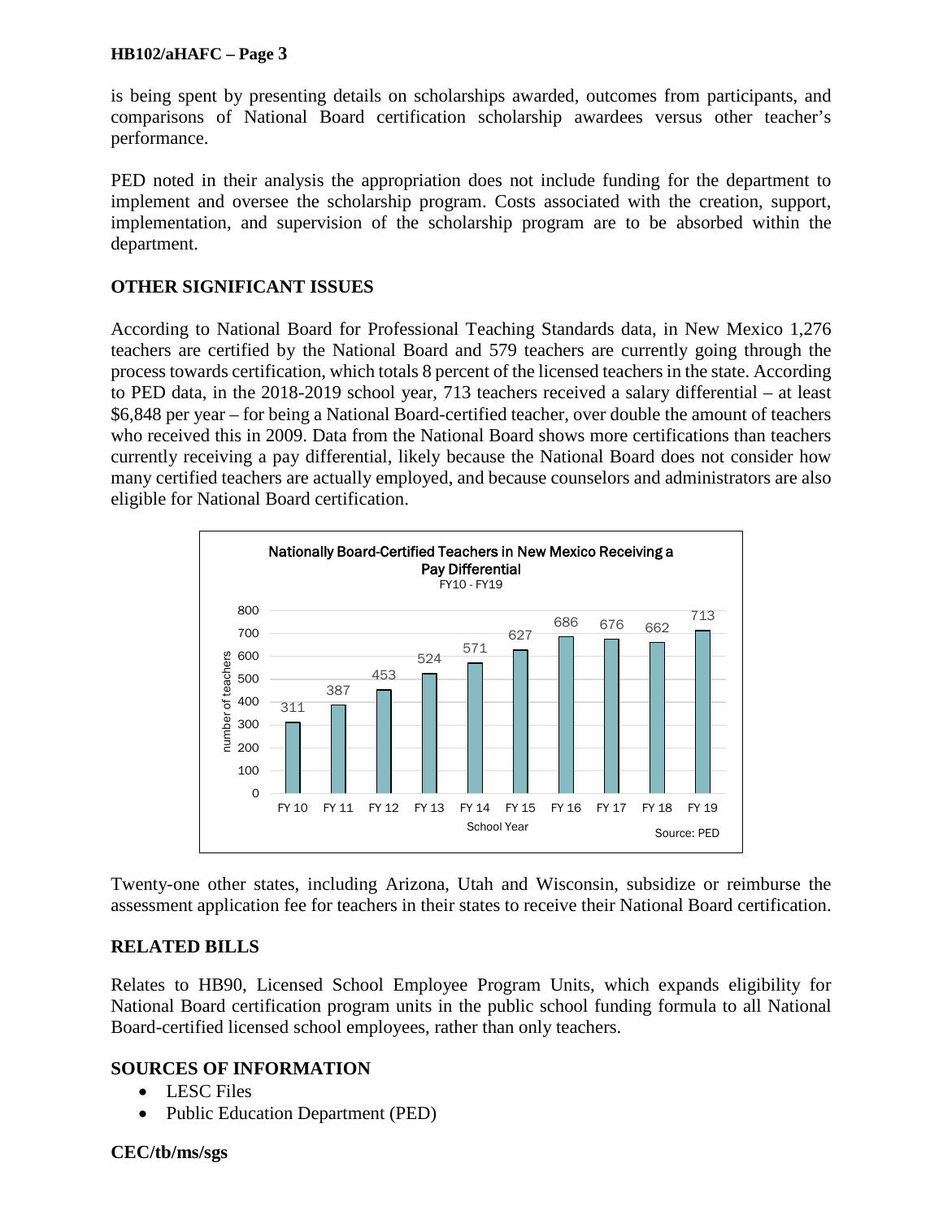is being spent by presenting details on scholarships awarded, outcomes from participants, and comparisons of National Board certification scholarship awardees versus other teacher's performance.

PED noted in their analysis the appropriation does not include funding for the department to implement and oversee the scholarship program. Costs associated with the creation, support, implementation, and supervision of the scholarship program are to be absorbed within the department.

## OTHER SIGNIFICANT ISSUES

According to National Board for Professional Teaching Standards data, in New Mexico 1,276 teachers are certified by the National Board and 579 teachers are currently going through the process towards certification, which totals 8 percent of the licensed teachers in the state. According to PED data, in the 2018-2019 school year, 713 teachers received a salary differential – at least $6,848 per year – for being a National Board-certified teacher, over double the amount of teachers who received this in 2009. Data from the National Board shows more certifications than teachers currently receiving a pay differential, likely because the National Board does not consider how many certified teachers are actually employed, and because counselors and administrators are also eligible for National Board certification.

Nationally Board-Certified Teachers in New Mexico Receiving a Pay Differential

FY10 - FY19

number of teachers

0
100
200
300
400
500
600
700
800

311
387
453
524
571
627
686
676
662
713

FY 10
FY 11
FY 12
FY 13
FY 14
FY 15
FY 16
FY 17
FY 18
FY 19

School Year

Source: PED

Twenty-one other states, including Arizona, Utah and Wisconsin, subsidize or reimburse the assessment application fee for teachers in their states to receive their National Board certification.

## RELATED BILLS

Relates to HB90, Licensed School Employee Program Units, which expands eligibility for National Board certification program units in the public school funding formula to all National Board-certified licensed school employees, rather than only teachers.

## SOURCES OF INFORMATION

- LESC Files
- Public Education Department (PED)

**CEC/tb/ms/sgs**